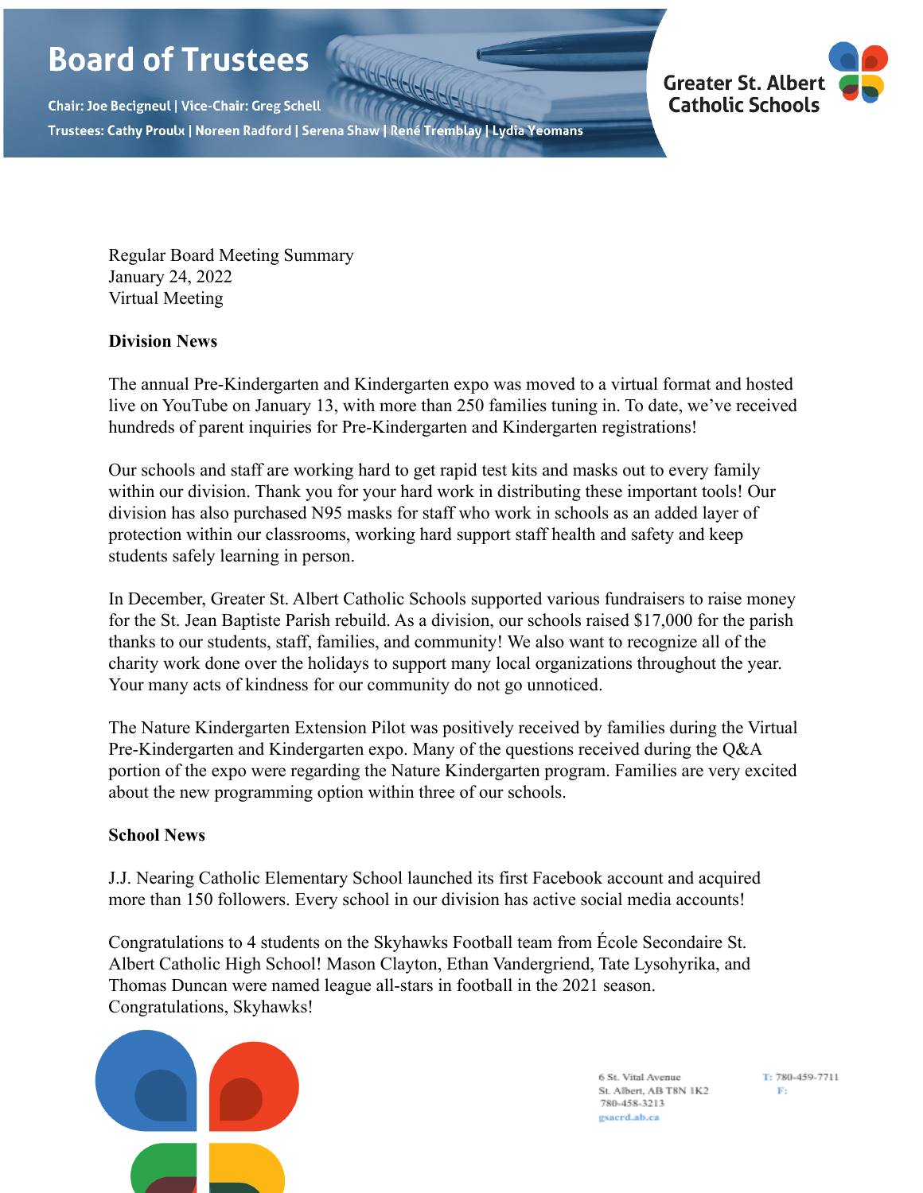# Board of Trustees

**Chair: Joe Becigneul | Vice-Chair: Greg Schell**

**Trustees: Cathy Proulx | Noreen Radford | Serena Shaw | René Tremblay | Lydia Yeomans**

Greater St. Albert Catholic Schools

Regular Board Meeting Summary
January 24, 2022
Virtual Meeting

**Division News**

The annual Pre-Kindergarten and Kindergarten expo was moved to a virtual format and hosted live on YouTube on January 13, with more than 250 families tuning in. To date, we've received hundreds of parent inquiries for Pre-Kindergarten and Kindergarten registrations!

Our schools and staff are working hard to get rapid test kits and masks out to every family within our division. Thank you for your hard work in distributing these important tools! Our division has also purchased N95 masks for staff who work in schools as an added layer of protection within our classrooms, working hard support staff health and safety and keep students safely learning in person.

In December, Greater St. Albert Catholic Schools supported various fundraisers to raise money for the St. Jean Baptiste Parish rebuild. As a division, our schools raised $17,000 for the parish thanks to our students, staff, families, and community! We also want to recognize all of the charity work done over the holidays to support many local organizations throughout the year. Your many acts of kindness for our community do not go unnoticed.

The Nature Kindergarten Extension Pilot was positively received by families during the Virtual Pre-Kindergarten and Kindergarten expo. Many of the questions received during the Q&A portion of the expo were regarding the Nature Kindergarten program. Families are very excited about the new programming option within three of our schools.

**School News**

J.J. Nearing Catholic Elementary School launched its first Facebook account and acquired more than 150 followers. Every school in our division has active social media accounts!

Congratulations to 4 students on the Skyhawks Football team from École Secondaire St. Albert Catholic High School! Mason Clayton, Ethan Vandergriend, Tate Lysohyrika, and Thomas Duncan were named league all-stars in football in the 2021 season. Congratulations, Skyhawks!

6 St. Vital Avenue
St. Albert, AB T8N 1K2
780-458-3213
gsacrd.ab.ca

T: 780-459-7711
F: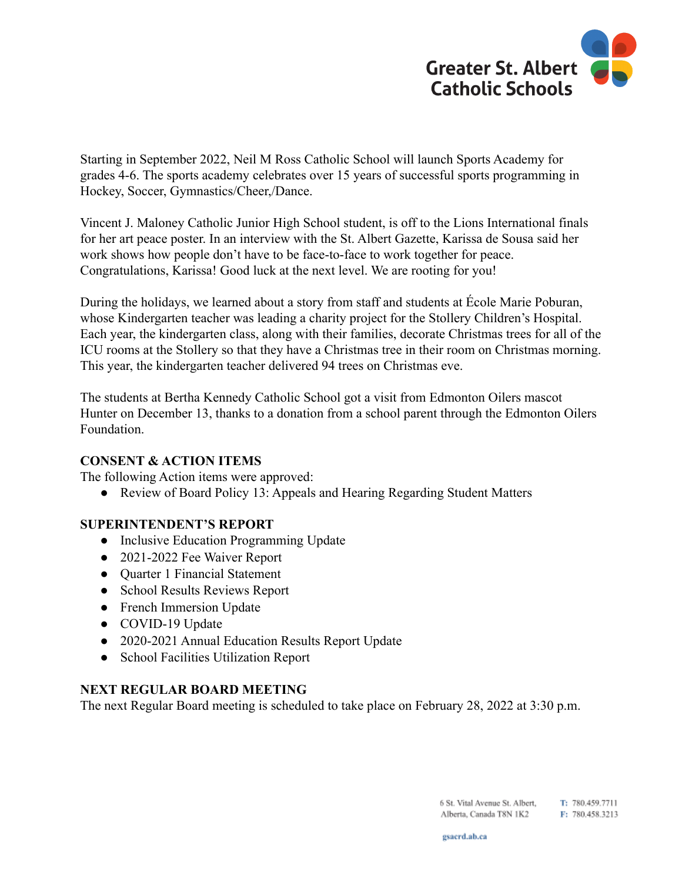Starting in September 2022, Neil M Ross Catholic School will launch Sports Academy for grades 4-6. The sports academy celebrates over 15 years of successful sports programming in Hockey, Soccer, Gymnastics/Cheer,/Dance.

Vincent J. Maloney Catholic Junior High School student, is off to the Lions International finals for her art peace poster. In an interview with the St. Albert Gazette, Karissa de Sousa said her work shows how people don't have to be face-to-face to work together for peace. Congratulations, Karissa! Good luck at the next level. We are rooting for you!

During the holidays, we learned about a story from staff and students at École Marie Poburan, whose Kindergarten teacher was leading a charity project for the Stollery Children's Hospital. Each year, the kindergarten class, along with their families, decorate Christmas trees for all of the ICU rooms at the Stollery so that they have a Christmas tree in their room on Christmas morning. This year, the kindergarten teacher delivered 94 trees on Christmas eve.

The students at Bertha Kennedy Catholic School got a visit from Edmonton Oilers mascot Hunter on December 13, thanks to a donation from a school parent through the Edmonton Oilers Foundation.

**CONSENT & ACTION ITEMS**

The following Action items were approved:

- Review of Board Policy 13: Appeals and Hearing Regarding Student Matters

**SUPERINTENDENT'S REPORT**

- Inclusive Education Programming Update
- 2021-2022 Fee Waiver Report
- Quarter 1 Financial Statement
- School Results Reviews Report
- French Immersion Update
- COVID-19 Update
- 2020-2021 Annual Education Results Report Update
- School Facilities Utilization Report

**NEXT REGULAR BOARD MEETING**

The next Regular Board meeting is scheduled to take place on February 28, 2022 at 3:30 p.m.